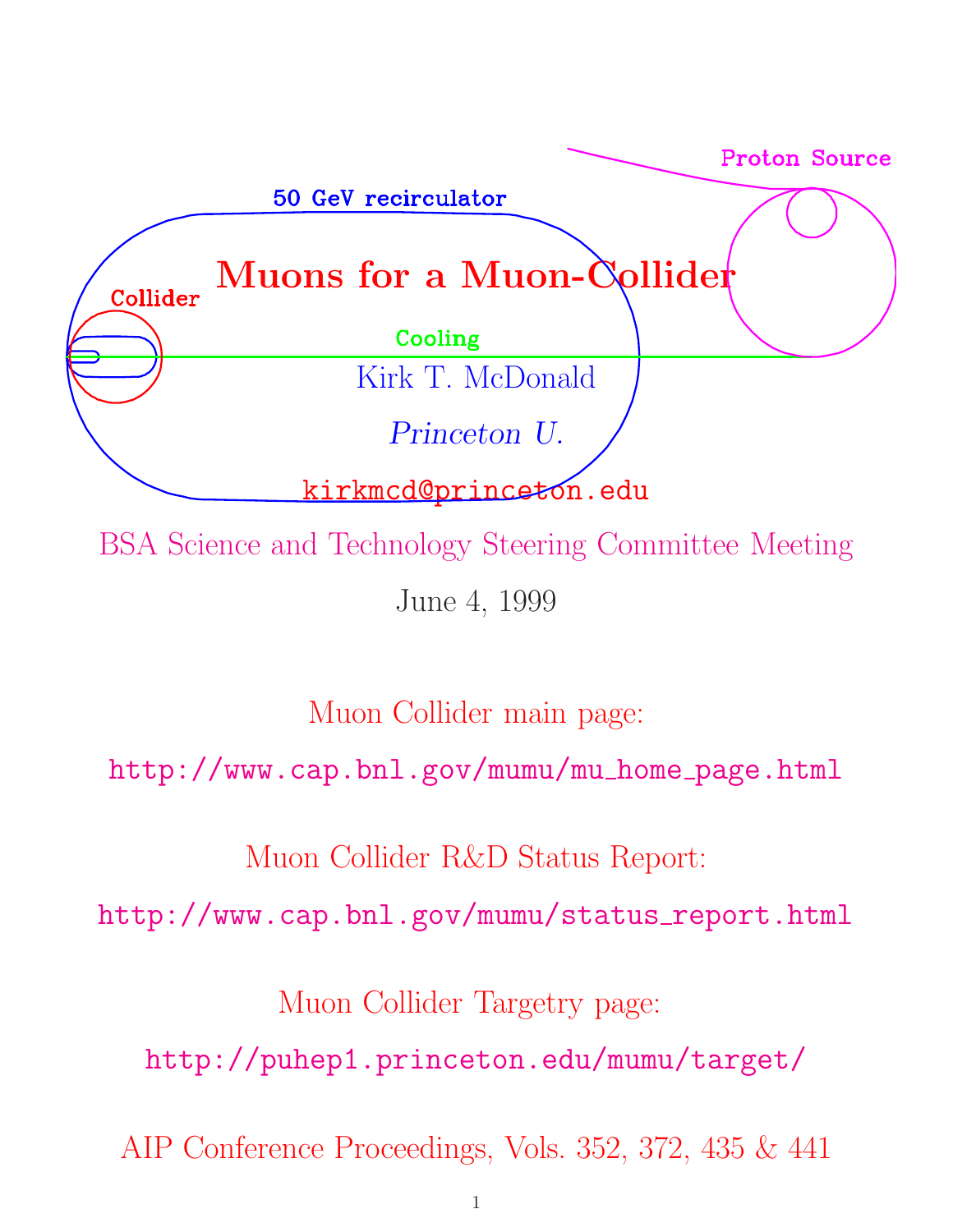# Muons for a Muon-Collider

Kirk T. McDonald

*Princeton U.*

kirkmcd@princeton.edu

BSA Science and Technology Steering Committee Meeting

June 4, 1999

Muon Collider main page:

http://www.cap.bnl.gov/mumu/mu_home_page.html

Muon Collider R&D Status Report:

http://www.cap.bnl.gov/mumu/status_report.html

Muon Collider Targetry page:

http://puhep1.princeton.edu/mumu/target/

AIP Conference Proceedings, Vols. 352, 372, 435 & 441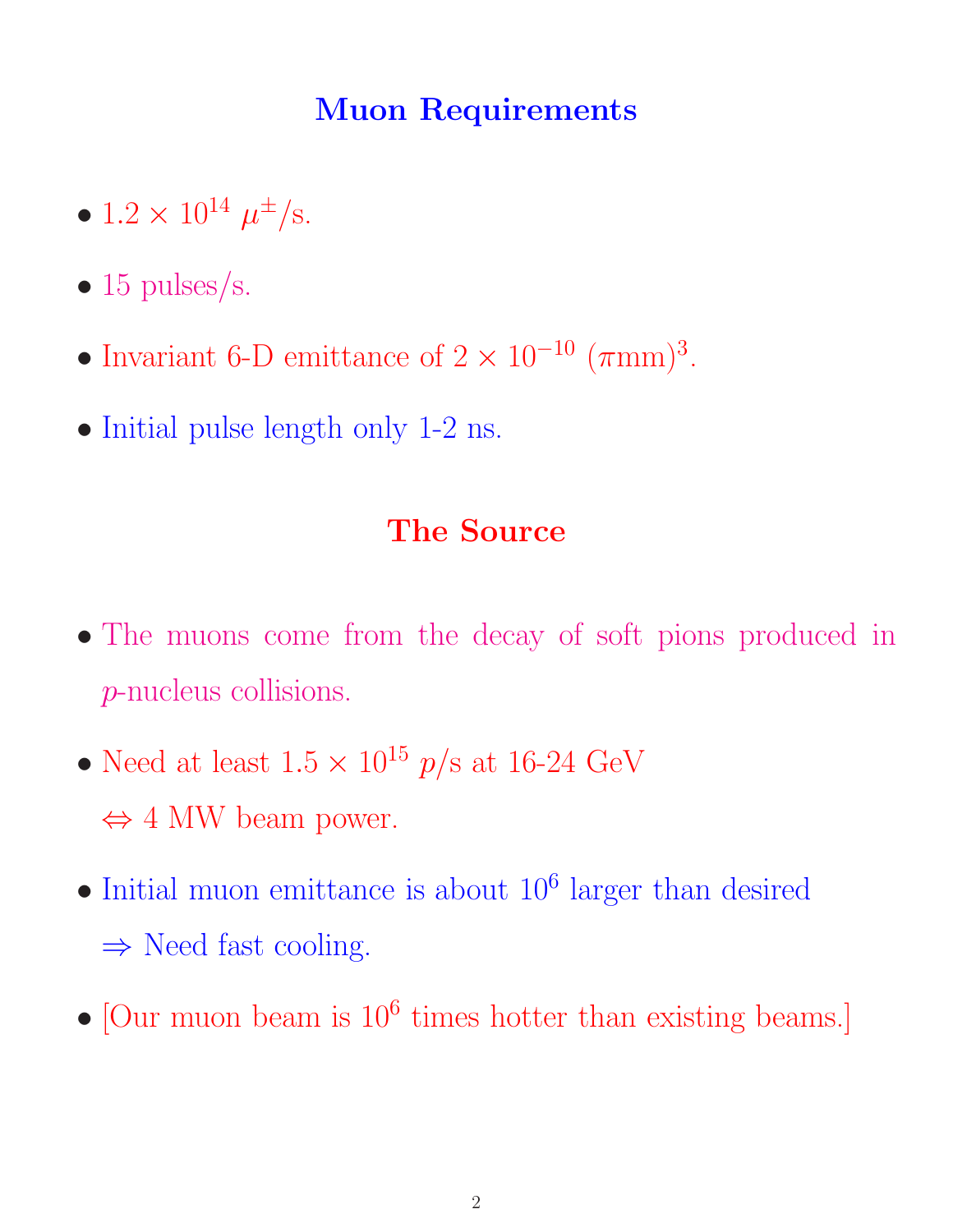## Muon Requirements

- $1.2 \times 10^{14}$ $\mu^{\pm}$/s.
- 15 pulses/s.
- Invariant 6-D emittance of $2 \times 10^{-10}$ $(\pi\text{mm})^3$.
- Initial pulse length only 1-2 ns.

## The Source

- The muons come from the decay of soft pions produced in $p$-nucleus collisions.
- Need at least $1.5 \times 10^{15}$ $p$/s at 16-24 GeV
  $\Leftrightarrow$ 4 MW beam power.
- Initial muon emittance is about $10^6$ larger than desired
  $\Rightarrow$ Need fast cooling.
- [Our muon beam is $10^6$ times hotter than existing beams.]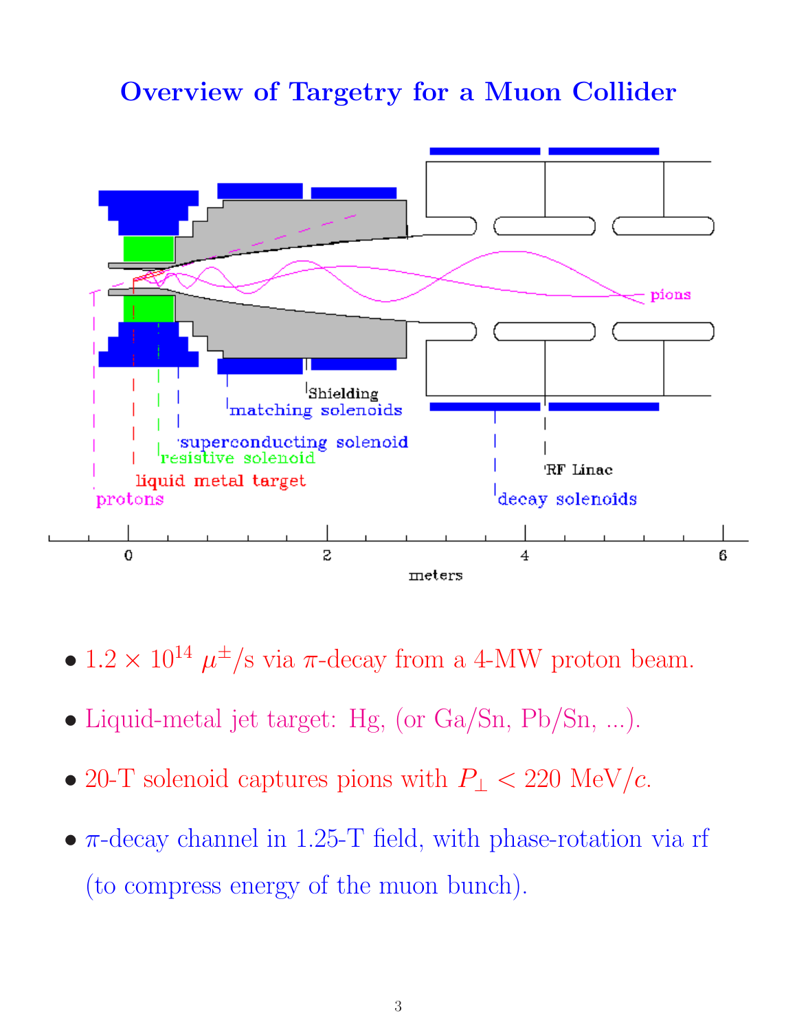# Overview of Targetry for a Muon Collider

- $1.2 \times 10^{14}$ $\mu^{\pm}$/s via $\pi$-decay from a 4-MW proton beam.

- Liquid-metal jet target: Hg, (or Ga/Sn, Pb/Sn, ...).

- 20-T solenoid captures pions with $P_{\perp} < 220$ MeV/$c$.

- $\pi$-decay channel in 1.25-T field, with phase-rotation via rf (to compress energy of the muon bunch).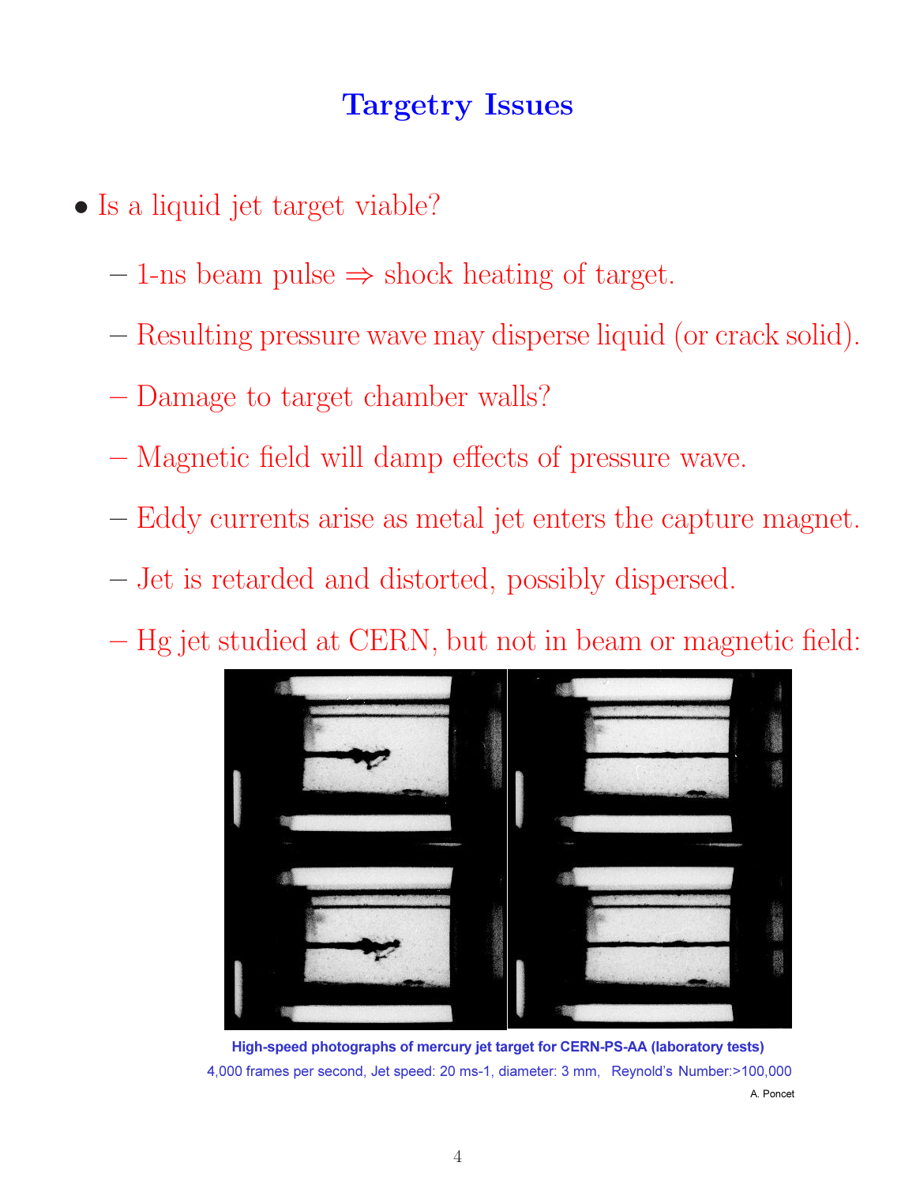# Targetry Issues

- Is a liquid jet target viable?
  - 1-ns beam pulse $\Rightarrow$ shock heating of target.
  - Resulting pressure wave may disperse liquid (or crack solid).
  - Damage to target chamber walls?
  - Magnetic field will damp effects of pressure wave.
  - Eddy currents arise as metal jet enters the capture magnet.
  - Jet is retarded and distorted, possibly dispersed.
  - Hg jet studied at CERN, but not in beam or magnetic field:

**High-speed photographs of mercury jet target for CERN-PS-AA (laboratory tests)**

4,000 frames per second, Jet speed: 20 ms-1, diameter: 3 mm, Reynold's Number:>100,000

A. Poncet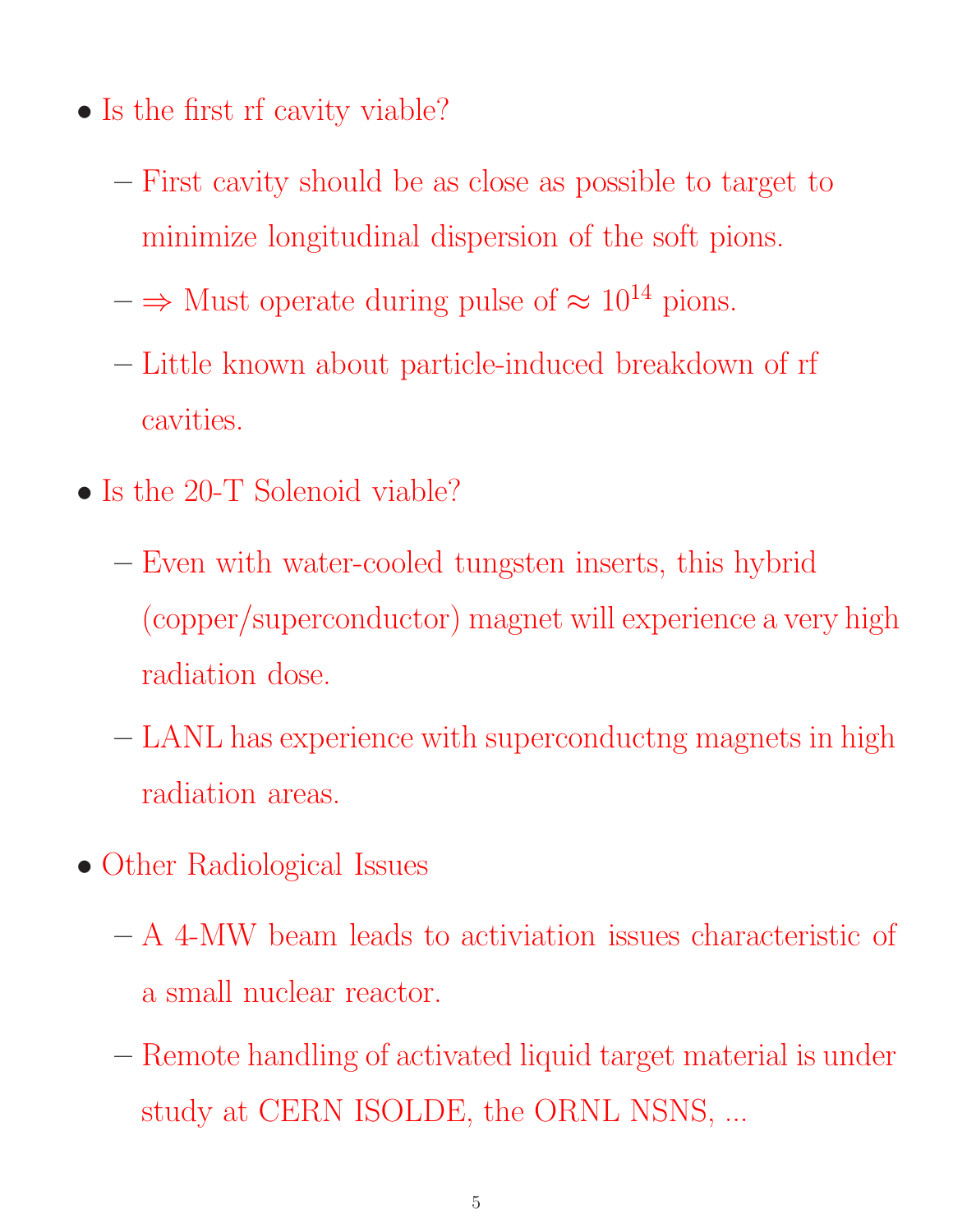- Is the first rf cavity viable?
  - First cavity should be as close as possible to target to minimize longitudinal dispersion of the soft pions.
  - $\Rightarrow$ Must operate during pulse of $\approx 10^{14}$ pions.
  - Little known about particle-induced breakdown of rf cavities.
- Is the 20-T Solenoid viable?
  - Even with water-cooled tungsten inserts, this hybrid (copper/superconductor) magnet will experience a very high radiation dose.
  - LANL has experience with superconductng magnets in high radiation areas.
- Other Radiological Issues
  - A 4-MW beam leads to activiation issues characteristic of a small nuclear reactor.
  - Remote handling of activated liquid target material is under study at CERN ISOLDE, the ORNL NSNS, ...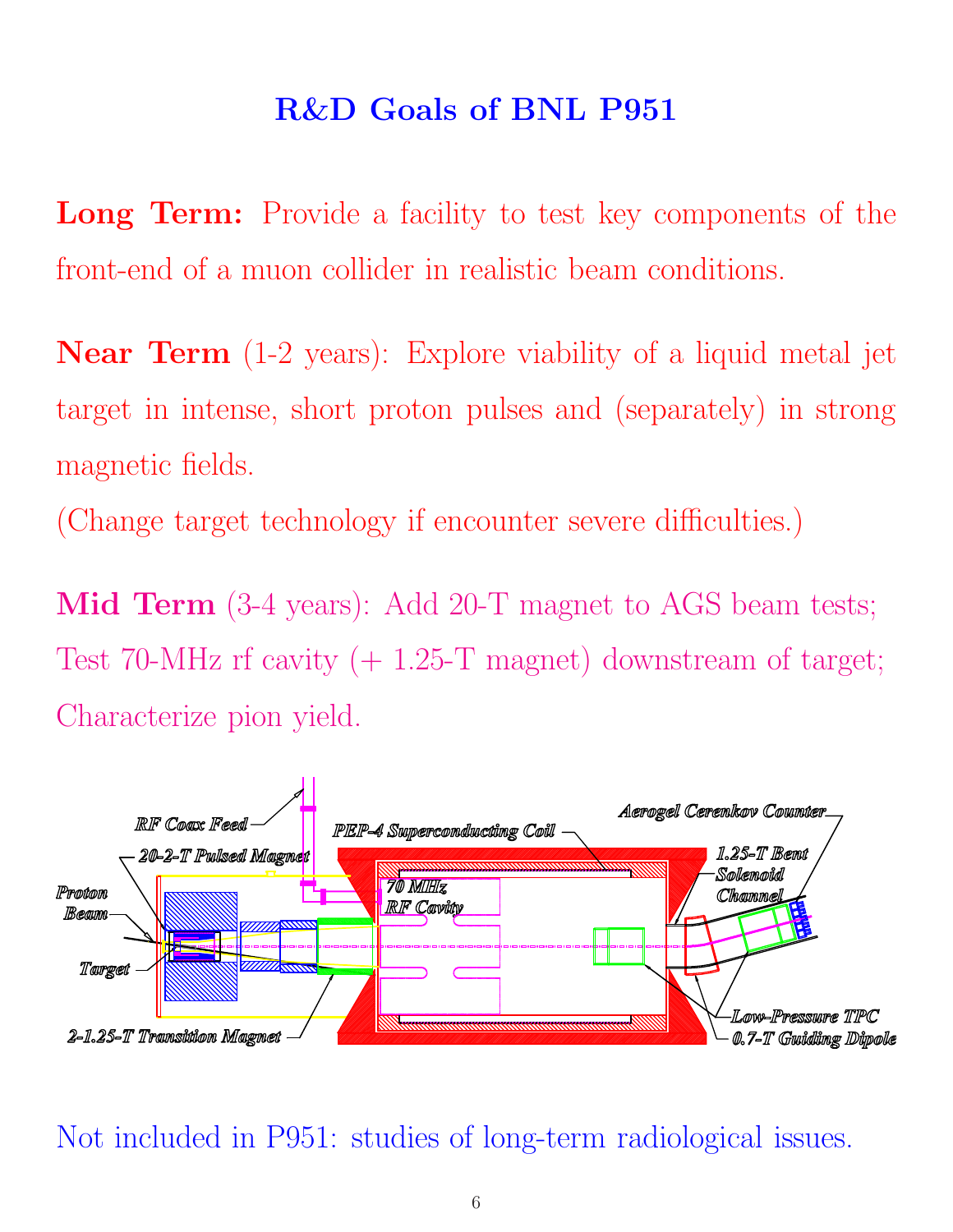# R&D Goals of BNL P951

**Long Term:** Provide a facility to test key components of the front-end of a muon collider in realistic beam conditions.

**Near Term** (1-2 years): Explore viability of a liquid metal jet target in intense, short proton pulses and (separately) in strong magnetic fields.
(Change target technology if encounter severe difficulties.)

**Mid Term** (3-4 years): Add 20-T magnet to AGS beam tests; Test 70-MHz rf cavity (+ 1.25-T magnet) downstream of target; Characterize pion yield.

Not included in P951: studies of long-term radiological issues.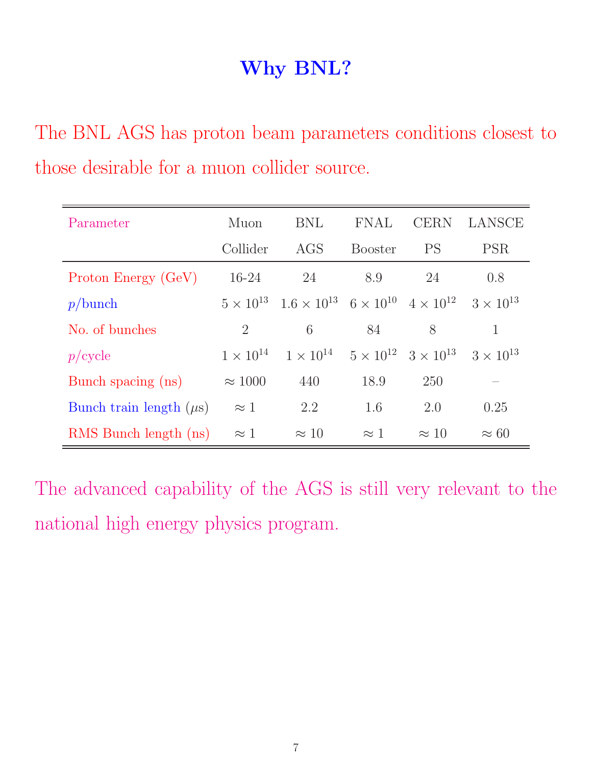# Why BNL?

The BNL AGS has proton beam parameters conditions closest to those desirable for a muon collider source.

| Parameter | Muon Collider | BNL AGS | FNAL Booster | CERN PS | LANSCE PSR |
|---|---|---|---|---|---|
| Proton Energy (GeV) | 16-24 | 24 | 8.9 | 24 | 0.8 |
| $p$/bunch | $5 \times 10^{13}$ | $1.6 \times 10^{13}$ | $6 \times 10^{10}$ | $4 \times 10^{12}$ | $3 \times 10^{13}$ |
| No. of bunches | 2 | 6 | 84 | 8 | 1 |
| $p$/cycle | $1 \times 10^{14}$ | $1 \times 10^{14}$ | $5 \times 10^{12}$ | $3 \times 10^{13}$ | $3 \times 10^{13}$ |
| Bunch spacing (ns) | $\approx 1000$ | 440 | 18.9 | 250 | – |
| Bunch train length ($\mu$s) | $\approx 1$ | 2.2 | 1.6 | 2.0 | 0.25 |
| RMS Bunch length (ns) | $\approx 1$ | $\approx 10$ | $\approx 1$ | $\approx 10$ | $\approx 60$ |

The advanced capability of the AGS is still very relevant to the national high energy physics program.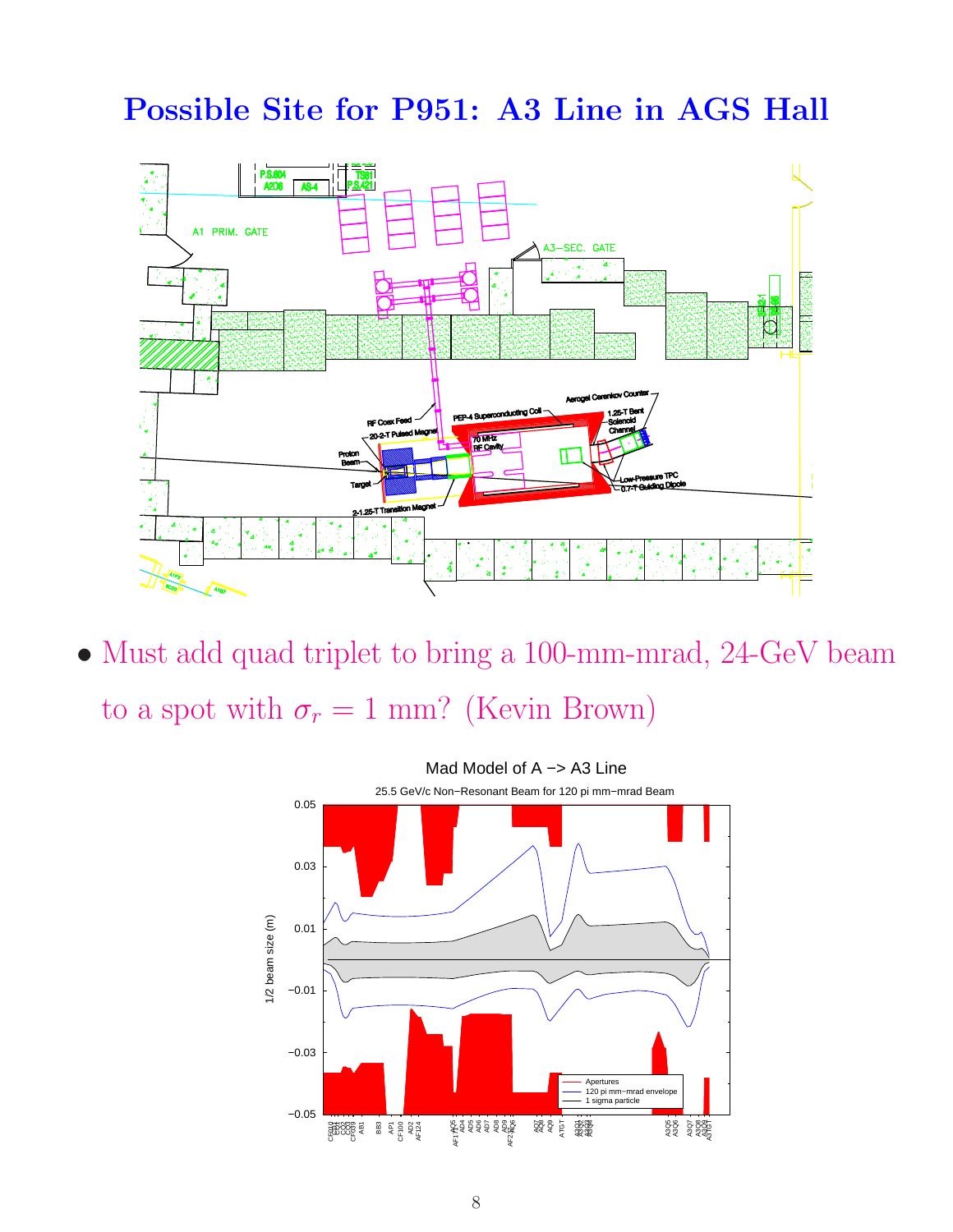# Possible Site for P951: A3 Line in AGS Hall

- Must add quad triplet to bring a 100-mm-mrad, 24-GeV beam to a spot with $\sigma_r = 1$ mm? (Kevin Brown)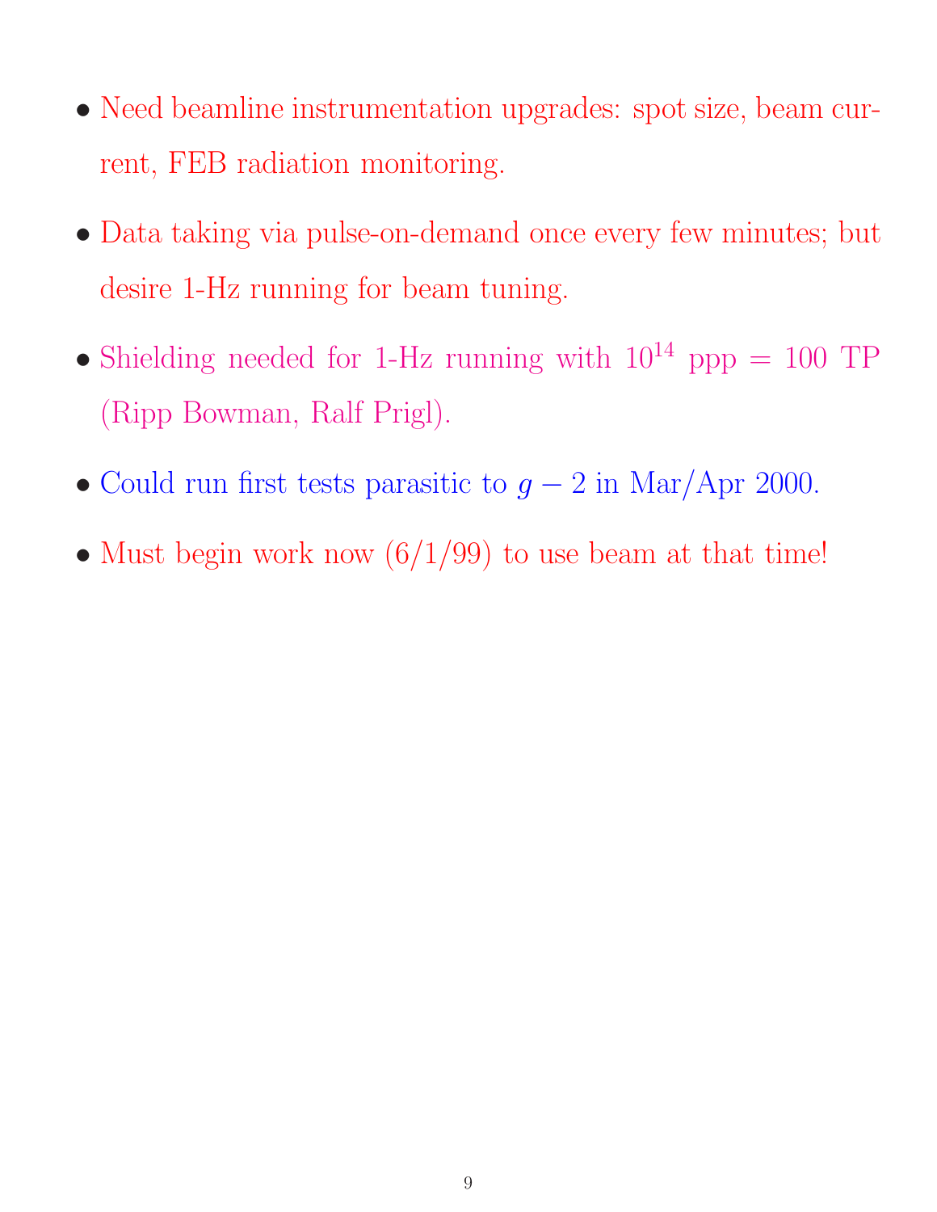- Need beamline instrumentation upgrades: spot size, beam current, FEB radiation monitoring.
- Data taking via pulse-on-demand once every few minutes; but desire 1-Hz running for beam tuning.
- Shielding needed for 1-Hz running with $10^{14}$ ppp = 100 TP (Ripp Bowman, Ralf Prigl).
- Could run first tests parasitic to $g - 2$ in Mar/Apr 2000.
- Must begin work now (6/1/99) to use beam at that time!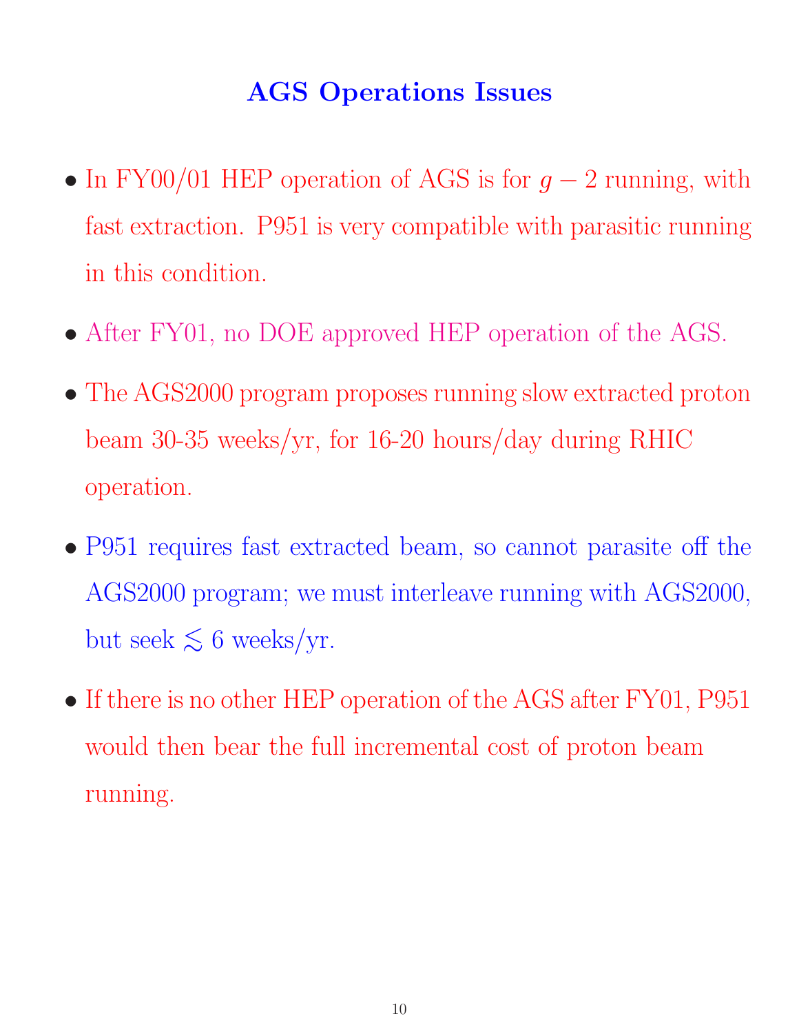# AGS Operations Issues

- In FY00/01 HEP operation of AGS is for $g-2$ running, with fast extraction. P951 is very compatible with parasitic running in this condition.
- After FY01, no DOE approved HEP operation of the AGS.
- The AGS2000 program proposes running slow extracted proton beam 30-35 weeks/yr, for 16-20 hours/day during RHIC operation.
- P951 requires fast extracted beam, so cannot parasite off the AGS2000 program; we must interleave running with AGS2000, but seek $\lesssim 6$ weeks/yr.
- If there is no other HEP operation of the AGS after FY01, P951 would then bear the full incremental cost of proton beam running.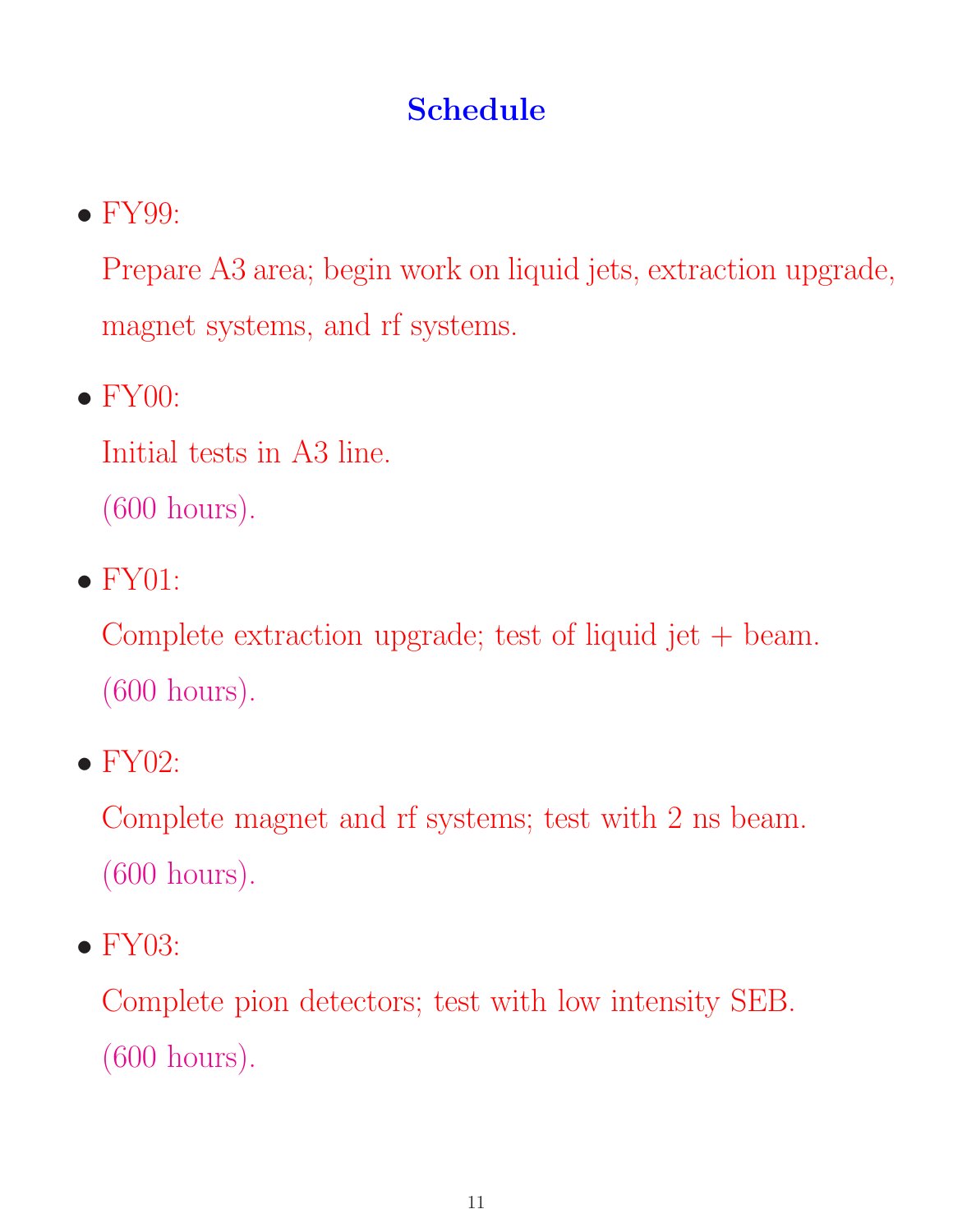# Schedule

- FY99:

  Prepare A3 area; begin work on liquid jets, extraction upgrade, magnet systems, and rf systems.

- FY00:

  Initial tests in A3 line.

  (600 hours).

- FY01:

  Complete extraction upgrade; test of liquid jet + beam.

  (600 hours).

- FY02:

  Complete magnet and rf systems; test with 2 ns beam.

  (600 hours).

- FY03:

  Complete pion detectors; test with low intensity SEB.

  (600 hours).